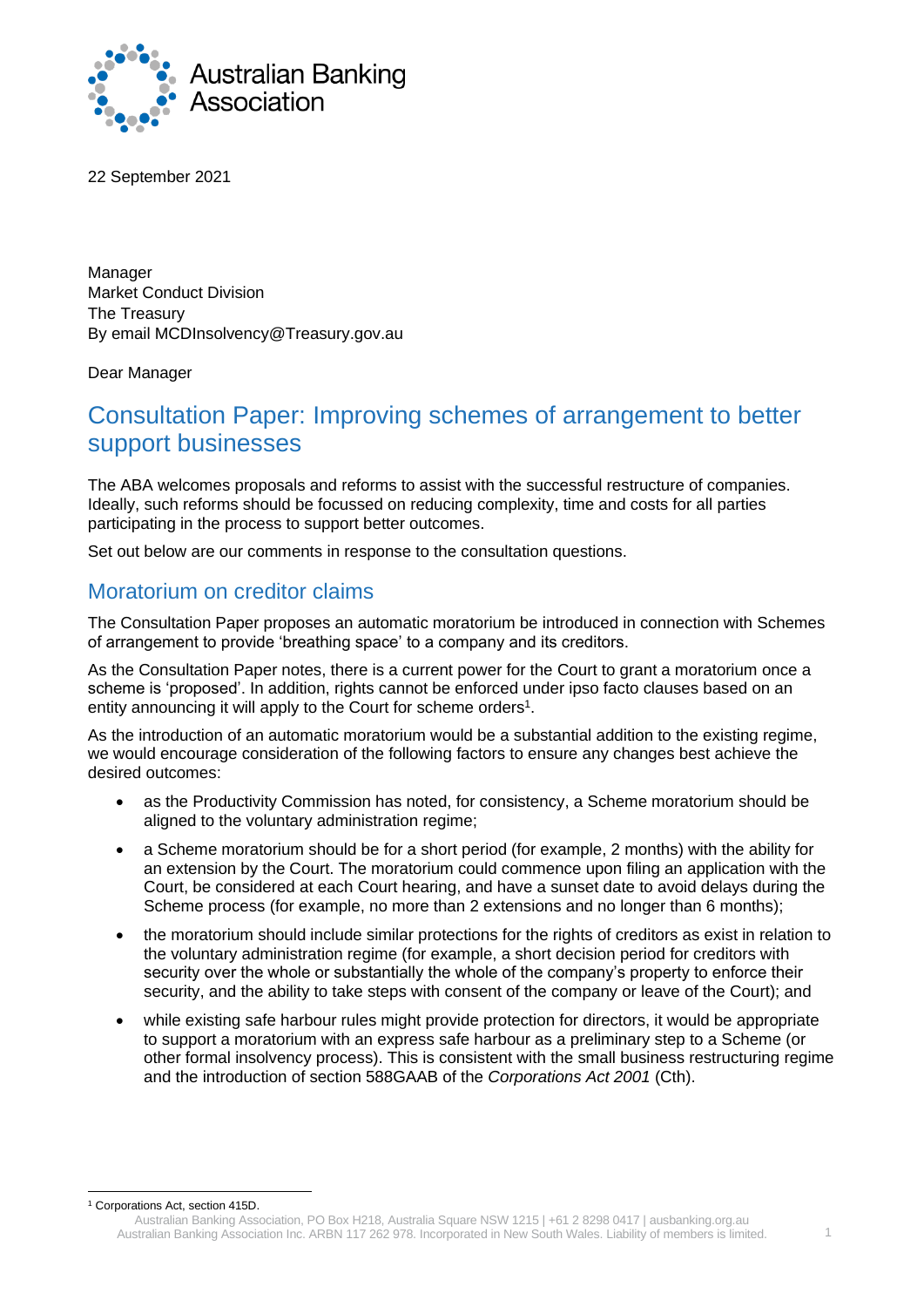Australian Banking Association

22 September 2021

Manager
Market Conduct Division
The Treasury
By email MCDInsolvency@Treasury.gov.au

Dear Manager

# Consultation Paper: Improving schemes of arrangement to better support businesses

The ABA welcomes proposals and reforms to assist with the successful restructure of companies. Ideally, such reforms should be focussed on reducing complexity, time and costs for all parties participating in the process to support better outcomes.

Set out below are our comments in response to the consultation questions.

## Moratorium on creditor claims

The Consultation Paper proposes an automatic moratorium be introduced in connection with Schemes of arrangement to provide 'breathing space' to a company and its creditors.

As the Consultation Paper notes, there is a current power for the Court to grant a moratorium once a scheme is 'proposed'. In addition, rights cannot be enforced under ipso facto clauses based on an entity announcing it will apply to the Court for scheme orders[1].

As the introduction of an automatic moratorium would be a substantial addition to the existing regime, we would encourage consideration of the following factors to ensure any changes best achieve the desired outcomes:

- as the Productivity Commission has noted, for consistency, a Scheme moratorium should be aligned to the voluntary administration regime;
- a Scheme moratorium should be for a short period (for example, 2 months) with the ability for an extension by the Court. The moratorium could commence upon filing an application with the Court, be considered at each Court hearing, and have a sunset date to avoid delays during the Scheme process (for example, no more than 2 extensions and no longer than 6 months);
- the moratorium should include similar protections for the rights of creditors as exist in relation to the voluntary administration regime (for example, a short decision period for creditors with security over the whole or substantially the whole of the company's property to enforce their security, and the ability to take steps with consent of the company or leave of the Court); and
- while existing safe harbour rules might provide protection for directors, it would be appropriate to support a moratorium with an express safe harbour as a preliminary step to a Scheme (or other formal insolvency process). This is consistent with the small business restructuring regime and the introduction of section 588GAAB of the *Corporations Act 2001* (Cth).

[1] Corporations Act, section 415D.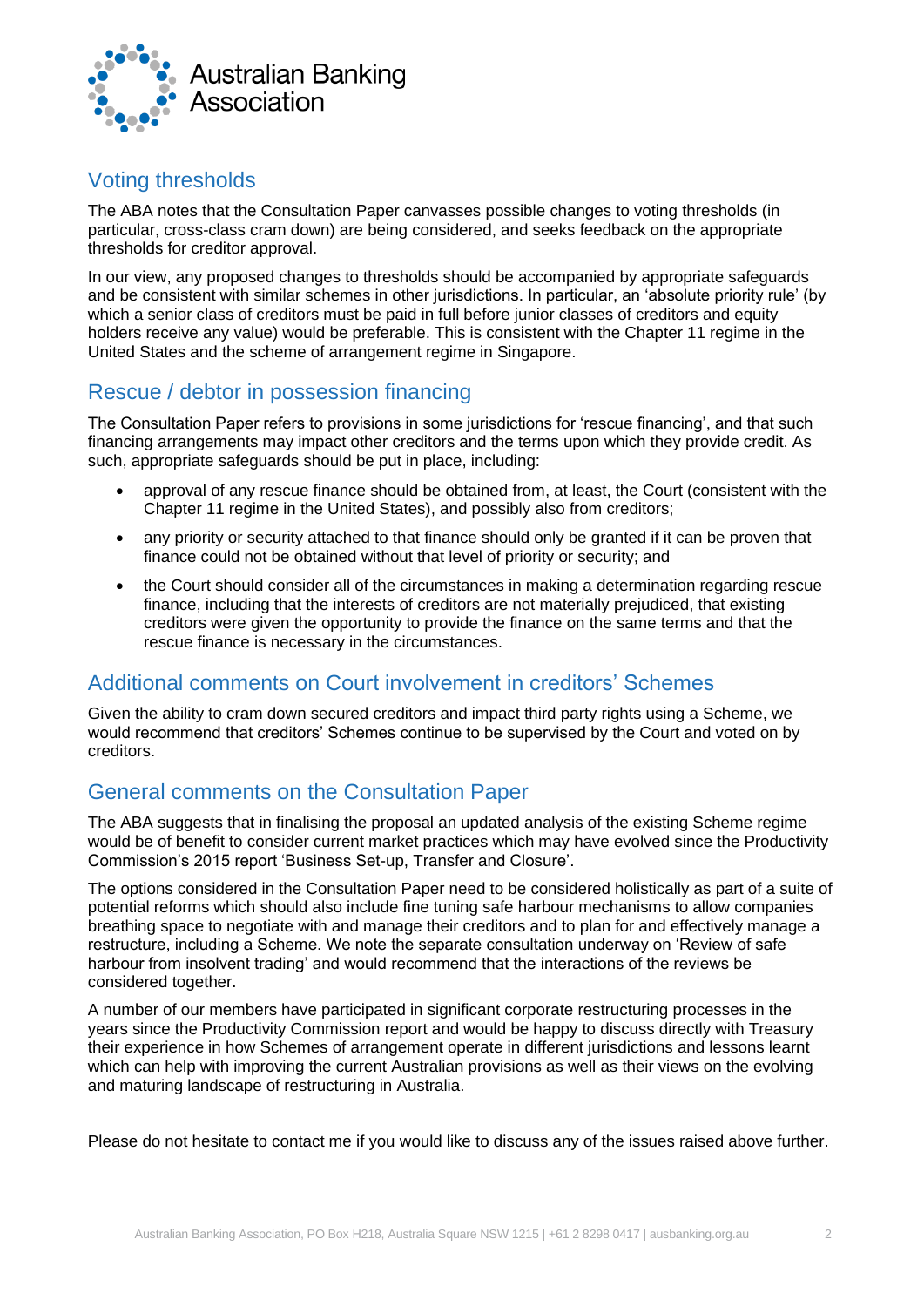## Voting thresholds

The ABA notes that the Consultation Paper canvasses possible changes to voting thresholds (in particular, cross-class cram down) are being considered, and seeks feedback on the appropriate thresholds for creditor approval.

In our view, any proposed changes to thresholds should be accompanied by appropriate safeguards and be consistent with similar schemes in other jurisdictions. In particular, an 'absolute priority rule' (by which a senior class of creditors must be paid in full before junior classes of creditors and equity holders receive any value) would be preferable. This is consistent with the Chapter 11 regime in the United States and the scheme of arrangement regime in Singapore.

## Rescue / debtor in possession financing

The Consultation Paper refers to provisions in some jurisdictions for 'rescue financing', and that such financing arrangements may impact other creditors and the terms upon which they provide credit. As such, appropriate safeguards should be put in place, including:

- approval of any rescue finance should be obtained from, at least, the Court (consistent with the Chapter 11 regime in the United States), and possibly also from creditors;
- any priority or security attached to that finance should only be granted if it can be proven that finance could not be obtained without that level of priority or security; and
- the Court should consider all of the circumstances in making a determination regarding rescue finance, including that the interests of creditors are not materially prejudiced, that existing creditors were given the opportunity to provide the finance on the same terms and that the rescue finance is necessary in the circumstances.

## Additional comments on Court involvement in creditors' Schemes

Given the ability to cram down secured creditors and impact third party rights using a Scheme, we would recommend that creditors' Schemes continue to be supervised by the Court and voted on by creditors.

## General comments on the Consultation Paper

The ABA suggests that in finalising the proposal an updated analysis of the existing Scheme regime would be of benefit to consider current market practices which may have evolved since the Productivity Commission's 2015 report 'Business Set-up, Transfer and Closure'.

The options considered in the Consultation Paper need to be considered holistically as part of a suite of potential reforms which should also include fine tuning safe harbour mechanisms to allow companies breathing space to negotiate with and manage their creditors and to plan for and effectively manage a restructure, including a Scheme. We note the separate consultation underway on 'Review of safe harbour from insolvent trading' and would recommend that the interactions of the reviews be considered together.

A number of our members have participated in significant corporate restructuring processes in the years since the Productivity Commission report and would be happy to discuss directly with Treasury their experience in how Schemes of arrangement operate in different jurisdictions and lessons learnt which can help with improving the current Australian provisions as well as their views on the evolving and maturing landscape of restructuring in Australia.

Please do not hesitate to contact me if you would like to discuss any of the issues raised above further.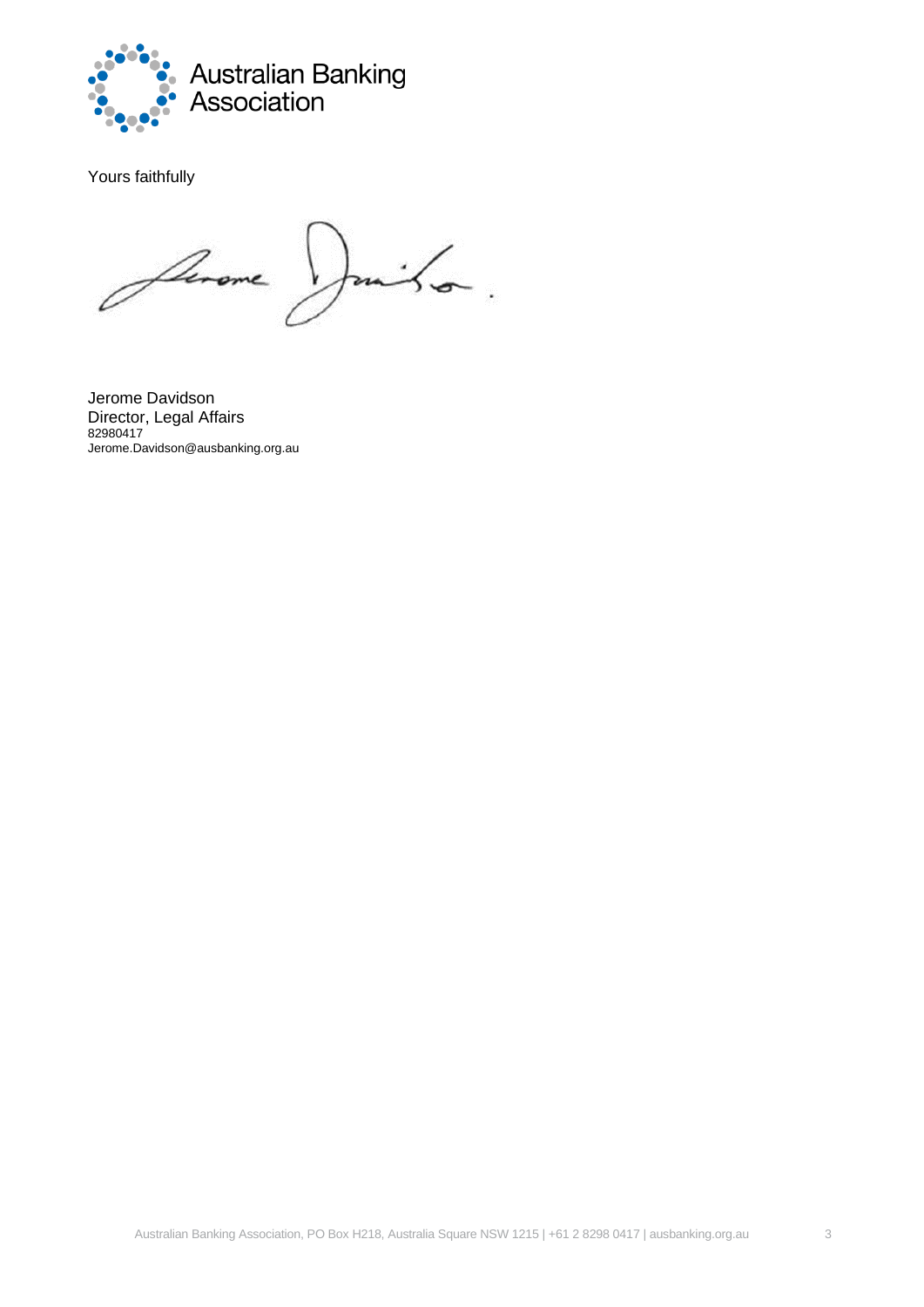Yours faithfully

Jerome Davidson
Director, Legal Affairs
82980417
Jerome.Davidson@ausbanking.org.au